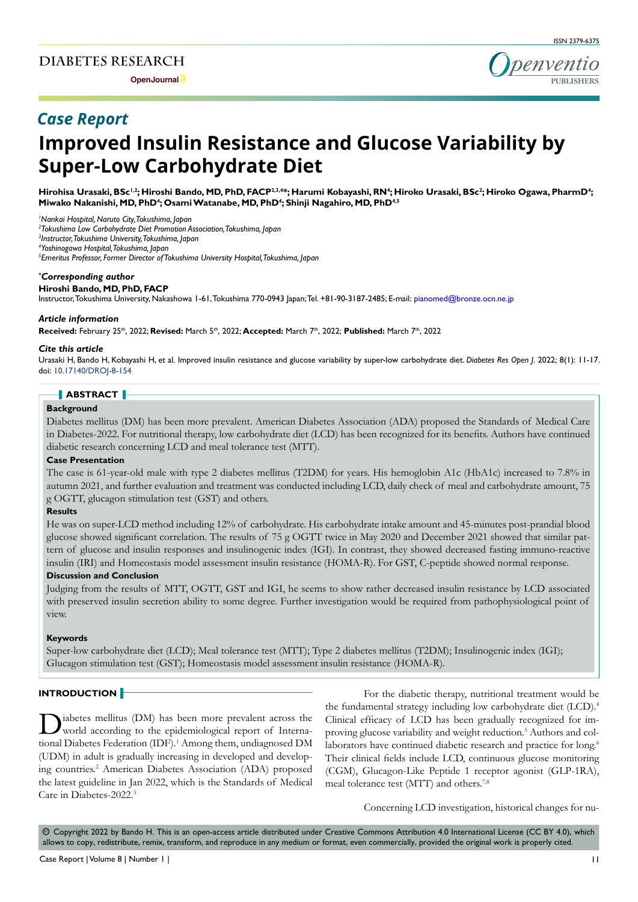DIABETES RESEARCH

OpenJournal

ISSN 2379-6375

*Case Report*

# Improved Insulin Resistance and Glucose Variability by Super-Low Carbohydrate Diet

**Hirohisa Urasaki, BSc[1,2]; Hiroshi Bando, MD, PhD, FACP[2,3,4*]; Harumi Kobayashi, RN[4]; Hiroko Urasaki, BSc[2]; Hiroko Ogawa, PharmD[4]; Miwako Nakanishi, MD, PhD[4]; Osami Watanabe, MD, PhD[4]; Shinji Nagahiro, MD, PhD[4,5]**

[1]*Nankai Hospital, Naruto City, Tokushima, Japan*
[2]*Tokushima Low Carbohydrate Diet Promotion Association, Tokushima, Japan*
[3]*Instructor, Tokushima University, Tokushima, Japan*
[4]*Yoshinogawa Hospital, Tokushima, Japan*
[5]*Emeritus Professor, Former Director of Tokushima University Hospital, Tokushima, Japan*

***Corresponding author***
**Hiroshi Bando, MD, PhD, FACP**
Instructor, Tokushima University, Nakashowa 1-61, Tokushima 770-0943 Japan; Tel. +81-90-3187-2485; E-mail: pianomed@bronze.ocn.ne.jp

***Article information***
**Received:** February 25th, 2022; **Revised:** March 5th, 2022; **Accepted:** March 7th, 2022; **Published:** March 7th, 2022

***Cite this article***
Urasaki H, Bando H, Kobayashi H, et al. Improved insulin resistance and glucose variability by super-low carbohydrate diet. *Diabetes Res Open J*. 2022; 8(1): 11-17. doi: 10.17140/DROJ-8-154

## ABSTRACT

### Background

Diabetes mellitus (DM) has been more prevalent. American Diabetes Association (ADA) proposed the Standards of Medical Care in Diabetes-2022. For nutritional therapy, low carbohydrate diet (LCD) has been recognized for its benefits. Authors have continued diabetic research concerning LCD and meal tolerance test (MTT).

### Case Presentation

The case is 61-year-old male with type 2 diabetes mellitus (T2DM) for years. His hemoglobin A1c (HbA1c) increased to 7.8% in autumn 2021, and further evaluation and treatment was conducted including LCD, daily check of meal and carbohydrate amount, 75 g OGTT, glucagon stimulation test (GST) and others.

### Results

He was on super-LCD method including 12% of carbohydrate. His carbohydrate intake amount and 45-minutes post-prandial blood glucose showed significant correlation. The results of 75 g OGTT twice in May 2020 and December 2021 showed that similar pattern of glucose and insulin responses and insulinogenic index (IGI). In contrast, they showed decreased fasting immuno-reactive insulin (IRI) and Homeostasis model assessment insulin resistance (HOMA-R). For GST, C-peptide showed normal response.

### Discussion and Conclusion

Judging from the results of MTT, OGTT, GST and IGI, he seems to show rather decreased insulin resistance by LCD associated with preserved insulin secretion ability to some degree. Further investigation would be required from pathophysiological point of view.

### Keywords

Super-low carbohydrate diet (LCD); Meal tolerance test (MTT); Type 2 diabetes mellitus (T2DM); Insulinogenic index (IGI); Glucagon stimulation test (GST); Homeostasis model assessment insulin resistance (HOMA-R).

## INTRODUCTION

Diabetes mellitus (DM) has been more prevalent across the world according to the epidemiological report of International Diabetes Federation (IDF).[1] Among them, undiagnosed DM (UDM) in adult is gradually increasing in developed and developing countries.[2] American Diabetes Association (ADA) proposed the latest guideline in Jan 2022, which is the Standards of Medical Care in Diabetes-2022.[3]

For the diabetic therapy, nutritional treatment would be the fundamental strategy including low carbohydrate diet (LCD).[4] Clinical efficacy of LCD has been gradually recognized for improving glucose variability and weight reduction.[5] Authors and collaborators have continued diabetic research and practice for long.[6] Their clinical fields include LCD, continuous glucose monitoring (CGM), Glucagon-Like Peptide 1 receptor agonist (GLP-1RA), meal tolerance test (MTT) and others.[7,8]

Concerning LCD investigation, historical changes for nu-

© Copyright 2022 by Bando H. This is an open-access article distributed under Creative Commons Attribution 4.0 International License (CC BY 4.0), which allows to copy, redistribute, remix, transform, and reproduce in any medium or format, even commercially, provided the original work is properly cited.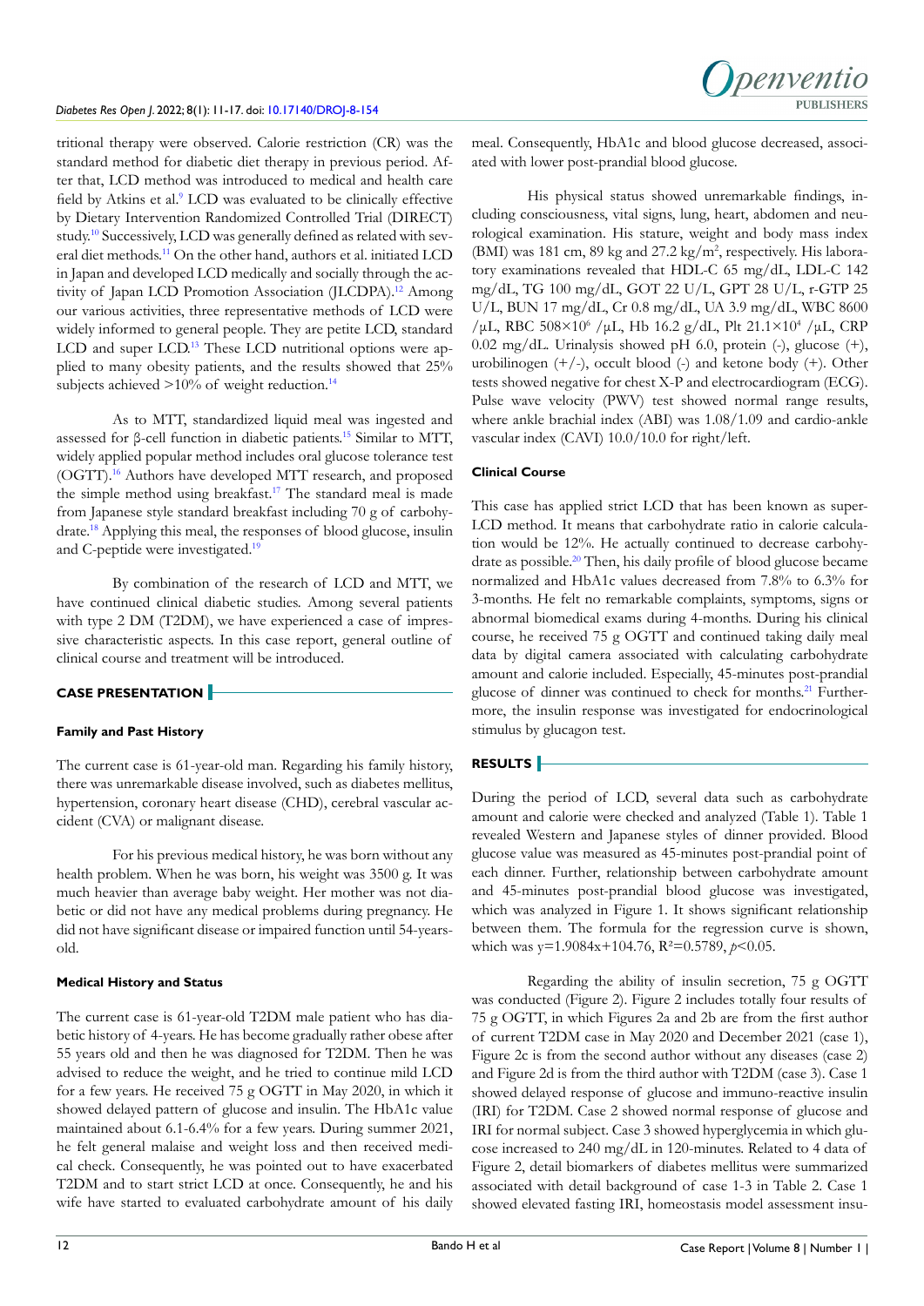tritional therapy were observed. Calorie restriction (CR) was the standard method for diabetic diet therapy in previous period. After that, LCD method was introduced to medical and health care field by Atkins et al.[9] LCD was evaluated to be clinically effective by Dietary Intervention Randomized Controlled Trial (DIRECT) study.[10] Successively, LCD was generally defined as related with several diet methods.[11] On the other hand, authors et al. initiated LCD in Japan and developed LCD medically and socially through the activity of Japan LCD Promotion Association (JLCDPA).[12] Among our various activities, three representative methods of LCD were widely informed to general people. They are petite LCD, standard LCD and super LCD.[13] These LCD nutritional options were applied to many obesity patients, and the results showed that 25% subjects achieved >10% of weight reduction.[14]

As to MTT, standardized liquid meal was ingested and assessed for β-cell function in diabetic patients.[15] Similar to MTT, widely applied popular method includes oral glucose tolerance test (OGTT).[16] Authors have developed MTT research, and proposed the simple method using breakfast.[17] The standard meal is made from Japanese style standard breakfast including 70 g of carbohydrate.[18] Applying this meal, the responses of blood glucose, insulin and C-peptide were investigated.[19]

By combination of the research of LCD and MTT, we have continued clinical diabetic studies. Among several patients with type 2 DM (T2DM), we have experienced a case of impressive characteristic aspects. In this case report, general outline of clinical course and treatment will be introduced.

## CASE PRESENTATION

### Family and Past History

The current case is 61-year-old man. Regarding his family history, there was unremarkable disease involved, such as diabetes mellitus, hypertension, coronary heart disease (CHD), cerebral vascular accident (CVA) or malignant disease.

For his previous medical history, he was born without any health problem. When he was born, his weight was 3500 g. It was much heavier than average baby weight. Her mother was not diabetic or did not have any medical problems during pregnancy. He did not have significant disease or impaired function until 54-years-old.

### Medical History and Status

The current case is 61-year-old T2DM male patient who has diabetic history of 4-years. He has become gradually rather obese after 55 years old and then he was diagnosed for T2DM. Then he was advised to reduce the weight, and he tried to continue mild LCD for a few years. He received 75 g OGTT in May 2020, in which it showed delayed pattern of glucose and insulin. The HbA1c value maintained about 6.1-6.4% for a few years. During summer 2021, he felt general malaise and weight loss and then received medical check. Consequently, he was pointed out to have exacerbated T2DM and to start strict LCD at once. Consequently, he and his wife have started to evaluated carbohydrate amount of his daily meal. Consequently, HbA1c and blood glucose decreased, associated with lower post-prandial blood glucose.

His physical status showed unremarkable findings, including consciousness, vital signs, lung, heart, abdomen and neurological examination. His stature, weight and body mass index (BMI) was 181 cm, 89 kg and 27.2 kg/m$^2$, respectively. His laboratory examinations revealed that HDL-C 65 mg/dL, LDL-C 142 mg/dL, TG 100 mg/dL, GOT 22 U/L, GPT 28 U/L, r-GTP 25 U/L, BUN 17 mg/dL, Cr 0.8 mg/dL, UA 3.9 mg/dL, WBC 8600 /μL, RBC 508×10$^6$ /μL, Hb 16.2 g/dL, Plt 21.1×10$^4$ /μL, CRP 0.02 mg/dL. Urinalysis showed pH 6.0, protein (-), glucose (+), urobilinogen (+/-), occult blood (-) and ketone body (+). Other tests showed negative for chest X-P and electrocardiogram (ECG). Pulse wave velocity (PWV) test showed normal range results, where ankle brachial index (ABI) was 1.08/1.09 and cardio-ankle vascular index (CAVI) 10.0/10.0 for right/left.

### Clinical Course

This case has applied strict LCD that has been known as super-LCD method. It means that carbohydrate ratio in calorie calculation would be 12%. He actually continued to decrease carbohydrate as possible.[20] Then, his daily profile of blood glucose became normalized and HbA1c values decreased from 7.8% to 6.3% for 3-months. He felt no remarkable complaints, symptoms, signs or abnormal biomedical exams during 4-months. During his clinical course, he received 75 g OGTT and continued taking daily meal data by digital camera associated with calculating carbohydrate amount and calorie included. Especially, 45-minutes post-prandial glucose of dinner was continued to check for months.[21] Furthermore, the insulin response was investigated for endocrinological stimulus by glucagon test.

## RESULTS

During the period of LCD, several data such as carbohydrate amount and calorie were checked and analyzed (Table 1). Table 1 revealed Western and Japanese styles of dinner provided. Blood glucose value was measured as 45-minutes post-prandial point of each dinner. Further, relationship between carbohydrate amount and 45-minutes post-prandial blood glucose was investigated, which was analyzed in Figure 1. It shows significant relationship between them. The formula for the regression curve is shown, which was $y=1.9084x+104.76$, $R^2=0.5789$, $p<0.05$.

Regarding the ability of insulin secretion, 75 g OGTT was conducted (Figure 2). Figure 2 includes totally four results of 75 g OGTT, in which Figures 2a and 2b are from the first author of current T2DM case in May 2020 and December 2021 (case 1), Figure 2c is from the second author without any diseases (case 2) and Figure 2d is from the third author with T2DM (case 3). Case 1 showed delayed response of glucose and immuno-reactive insulin (IRI) for T2DM. Case 2 showed normal response of glucose and IRI for normal subject. Case 3 showed hyperglycemia in which glucose increased to 240 mg/dL in 120-minutes. Related to 4 data of Figure 2, detail biomarkers of diabetes mellitus were summarized associated with detail background of case 1-3 in Table 2. Case 1 showed elevated fasting IRI, homeostasis model assessment insu-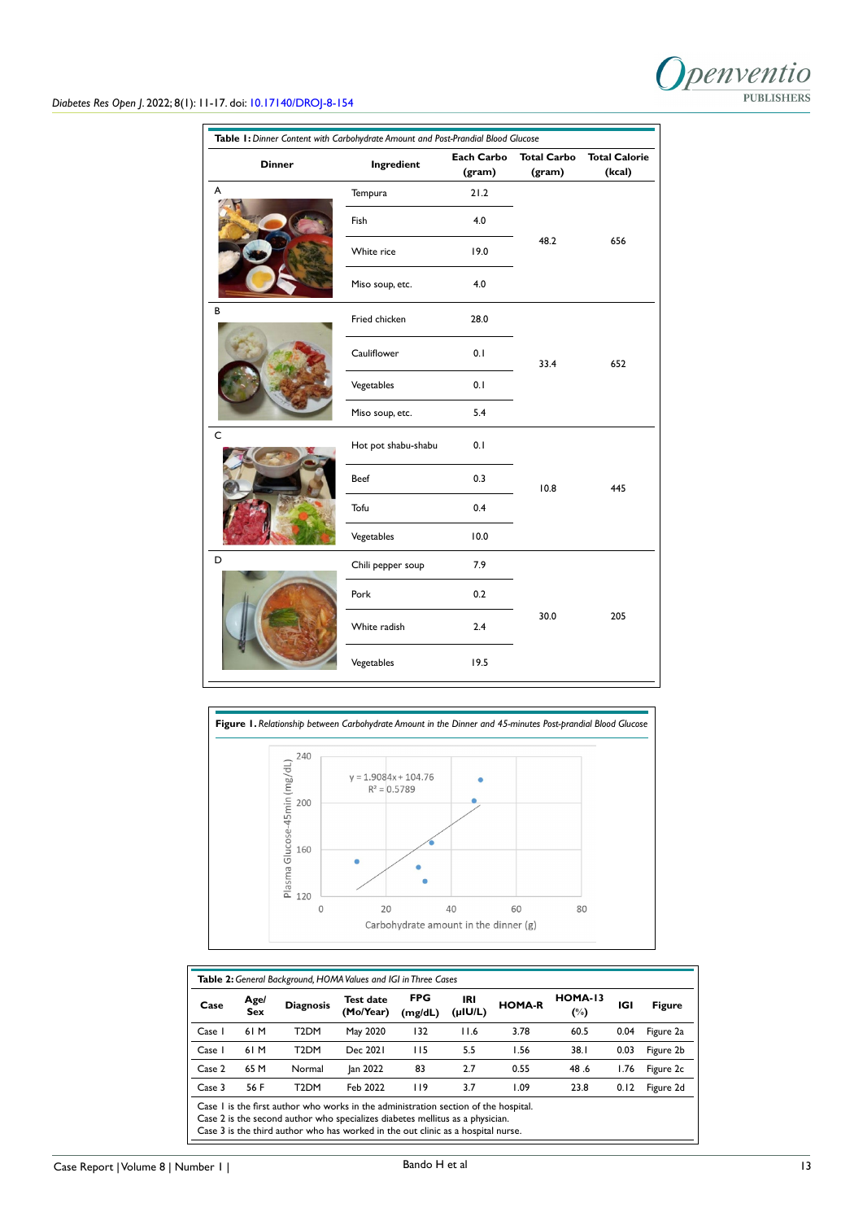**Table 1:** *Dinner Content with Carbohydrate Amount and Post-Prandial Blood Glucose*

| Dinner | Ingredient | Each Carbo (gram) | Total Carbo (gram) | Total Calorie (kcal) |
|---|---|---|---|---|
| A | Tempura | 21.2 | 48.2 | 656 |
| | Fish | 4.0 | | |
| | White rice | 19.0 | | |
| | Miso soup, etc. | 4.0 | | |
| B | Fried chicken | 28.0 | 33.4 | 652 |
| | Cauliflower | 0.1 | | |
| | Vegetables | 0.1 | | |
| | Miso soup, etc. | 5.4 | | |
| C | Hot pot shabu-shabu | 0.1 | 10.8 | 445 |
| | Beef | 0.3 | | |
| | Tofu | 0.4 | | |
| | Vegetables | 10.0 | | |
| D | Chili pepper soup | 7.9 | 30.0 | 205 |
| | Pork | 0.2 | | |
| | White radish | 2.4 | | |
| | Vegetables | 19.5 | | |

**Figure 1.** *Relationship between Carbohydrate Amount in the Dinner and 45-minutes Post-prandial Blood Glucose*

$y = 1.9084x + 104.76$
$R^2 = 0.5789$

**Table 2:** *General Background, HOMA Values and IGI in Three Cases*

| Case | Age/ Sex | Diagnosis | Test date (Mo/Year) | FPG (mg/dL) | IRI (μIU/L) | HOMA-R | HOMA-13 (%) | IGI | Figure |
|---|---|---|---|---|---|---|---|---|---|
| Case 1 | 61 M | T2DM | May 2020 | 132 | 11.6 | 3.78 | 60.5 | 0.04 | Figure 2a |
| Case 1 | 61 M | T2DM | Dec 2021 | 115 | 5.5 | 1.56 | 38.1 | 0.03 | Figure 2b |
| Case 2 | 65 M | Normal | Jan 2022 | 83 | 2.7 | 0.55 | 48 .6 | 1.76 | Figure 2c |
| Case 3 | 56 F | T2DM | Feb 2022 | 119 | 3.7 | 1.09 | 23.8 | 0.12 | Figure 2d |

Case 1 is the first author who works in the administration section of the hospital.
Case 2 is the second author who specializes diabetes mellitus as a physician.
Case 3 is the third author who has worked in the out clinic as a hospital nurse.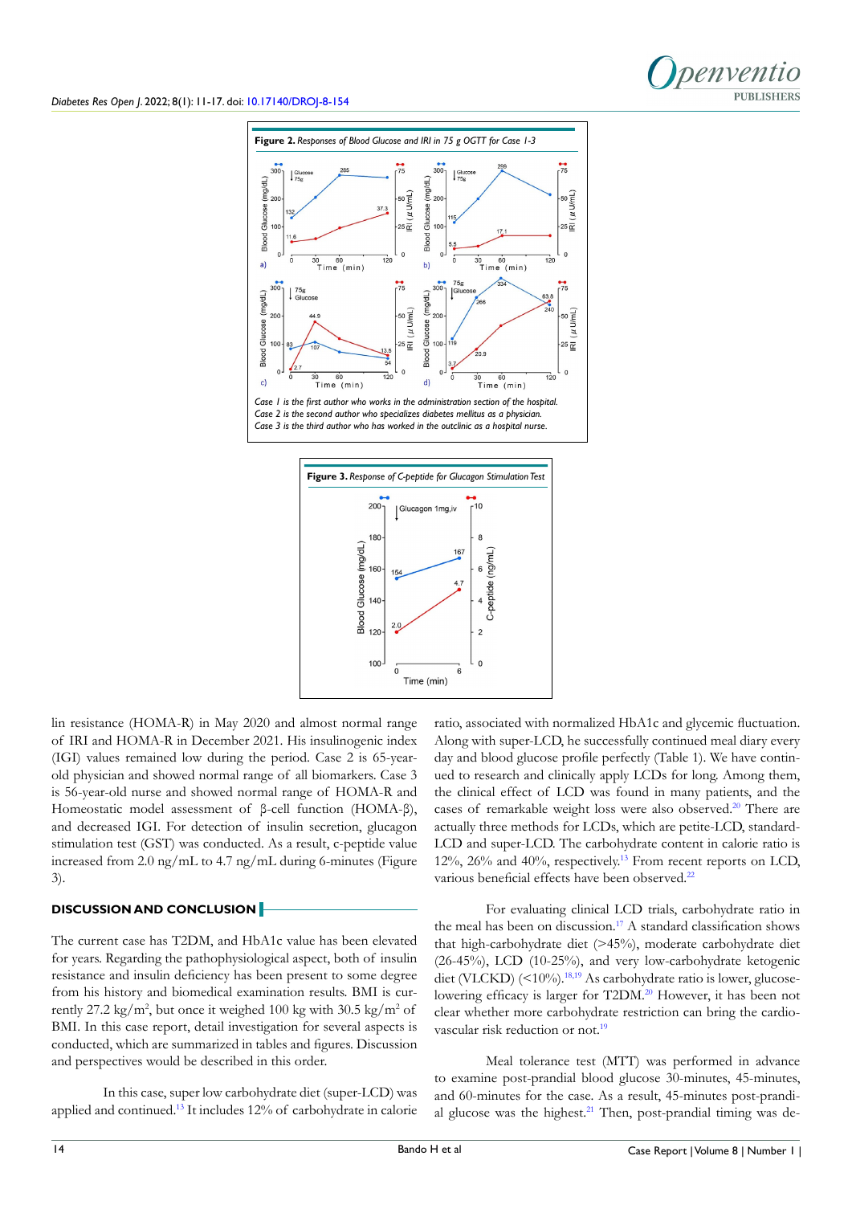**Figure 2.** *Responses of Blood Glucose and IRI in 75 g OGTT for Case 1-3*

*Case 1 is the first author who works in the administration section of the hospital.*
*Case 2 is the second author who specializes diabetes mellitus as a physician.*
*Case 3 is the third author who has worked in the outclinic as a hospital nurse.*

**Figure 3.** *Response of C-peptide for Glucagon Stimulation Test*

lin resistance (HOMA-R) in May 2020 and almost normal range of IRI and HOMA-R in December 2021. His insulinogenic index (IGI) values remained low during the period. Case 2 is 65-year-old physician and showed normal range of all biomarkers. Case 3 is 56-year-old nurse and showed normal range of HOMA-R and Homeostatic model assessment of β-cell function (HOMA-β), and decreased IGI. For detection of insulin secretion, glucagon stimulation test (GST) was conducted. As a result, c-peptide value increased from 2.0 ng/mL to 4.7 ng/mL during 6-minutes (Figure 3).

## DISCUSSION AND CONCLUSION

The current case has T2DM, and HbA1c value has been elevated for years. Regarding the pathophysiological aspect, both of insulin resistance and insulin deficiency has been present to some degree from his history and biomedical examination results. BMI is currently 27.2 kg/m$^2$, but once it weighed 100 kg with 30.5 kg/m$^2$ of BMI. In this case report, detail investigation for several aspects is conducted, which are summarized in tables and figures. Discussion and perspectives would be described in this order.

In this case, super low carbohydrate diet (super-LCD) was applied and continued.[13] It includes 12% of carbohydrate in calorie ratio, associated with normalized HbA1c and glycemic fluctuation. Along with super-LCD, he successfully continued meal diary every day and blood glucose profile perfectly (Table 1). We have continued to research and clinically apply LCDs for long. Among them, the clinical effect of LCD was found in many patients, and the cases of remarkable weight loss were also observed.[20] There are actually three methods for LCDs, which are petite-LCD, standard-LCD and super-LCD. The carbohydrate content in calorie ratio is 12%, 26% and 40%, respectively.[13] From recent reports on LCD, various beneficial effects have been observed.[22]

For evaluating clinical LCD trials, carbohydrate ratio in the meal has been on discussion.[17] A standard classification shows that high-carbohydrate diet (>45%), moderate carbohydrate diet (26-45%), LCD (10-25%), and very low-carbohydrate ketogenic diet (VLCKD) (<10%).[18,19] As carbohydrate ratio is lower, glucose-lowering efficacy is larger for T2DM.[20] However, it has been not clear whether more carbohydrate restriction can bring the cardiovascular risk reduction or not.[19]

Meal tolerance test (MTT) was performed in advance to examine post-prandial blood glucose 30-minutes, 45-minutes, and 60-minutes for the case. As a result, 45-minutes post-prandial glucose was the highest.[21] Then, post-prandial timing was de-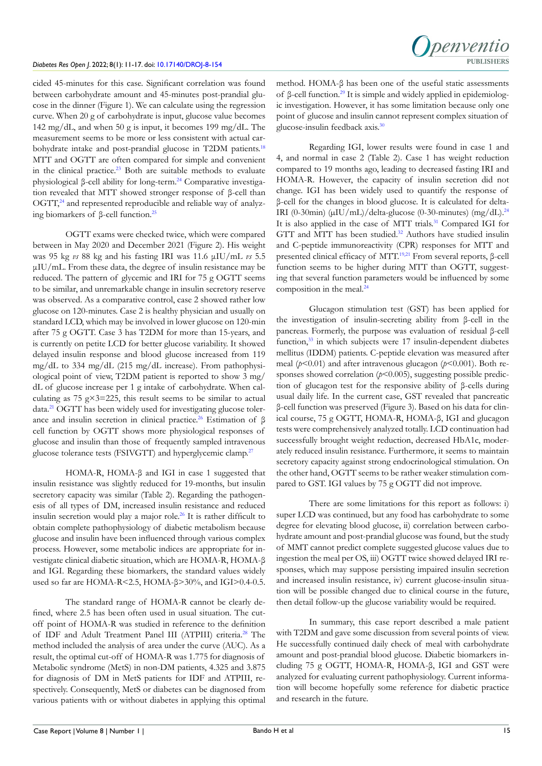cided 45-minutes for this case. Significant correlation was found between carbohydrate amount and 45-minutes post-prandial glucose in the dinner (Figure 1). We can calculate using the regression curve. When 20 g of carbohydrate is input, glucose value becomes 142 mg/dL, and when 50 g is input, it becomes 199 mg/dL. The measurement seems to be more or less consistent with actual carbohydrate intake and post-prandial glucose in T2DM patients.[18] MTT and OGTT are often compared for simple and convenient in the clinical practice.[23] Both are suitable methods to evaluate physiological β-cell ability for long-term.[24] Comparative investigation revealed that MTT showed stronger response of β-cell than OGTT,[24] and represented reproducible and reliable way of analyzing biomarkers of β-cell function.[25]

OGTT exams were checked twice, which were compared between in May 2020 and December 2021 (Figure 2). His weight was 95 kg *vs* 88 kg and his fasting IRI was 11.6 μIU/mL *vs* 5.5 μIU/mL. From these data, the degree of insulin resistance may be reduced. The pattern of glycemic and IRI for 75 g OGTT seems to be similar, and unremarkable change in insulin secretory reserve was observed. As a comparative control, case 2 showed rather low glucose on 120-minutes. Case 2 is healthy physician and usually on standard LCD, which may be involved in lower glucose on 120-min after 75 g OGTT. Case 3 has T2DM for more than 15-years, and is currently on petite LCD for better glucose variability. It showed delayed insulin response and blood glucose increased from 119 mg/dL to 334 mg/dL (215 mg/dL increase). From pathophysiological point of view, T2DM patient is reported to show 3 mg/dL of glucose increase per 1 g intake of carbohydrate. When calculating as 75 g×3=225, this result seems to be similar to actual data.[21] OGTT has been widely used for investigating glucose tolerance and insulin secretion in clinical practice.[26] Estimation of β cell function by OGTT shows more physiological responses of glucose and insulin than those of frequently sampled intravenous glucose tolerance tests (FSIVGTT) and hyperglycemic clamp.[27]

HOMA-R, HOMA-β and IGI in case 1 suggested that insulin resistance was slightly reduced for 19-months, but insulin secretory capacity was similar (Table 2). Regarding the pathogenesis of all types of DM, increased insulin resistance and reduced insulin secretion would play a major role.[26] It is rather difficult to obtain complete pathophysiology of diabetic metabolism because glucose and insulin have been influenced through various complex process. However, some metabolic indices are appropriate for investigate clinical diabetic situation, which are HOMA-R, HOMA-β and IGI. Regarding these biomarkers, the standard values widely used so far are HOMA-R<2.5, HOMA-β>30%, and IGI>0.4-0.5.

The standard range of HOMA-R cannot be clearly defined, where 2.5 has been often used in usual situation. The cut-off point of HOMA-R was studied in reference to the definition of IDF and Adult Treatment Panel III (ATPIII) criteria.[28] The method included the analysis of area under the curve (AUC). As a result, the optimal cut-off of HOMA-R was 1.775 for diagnosis of Metabolic syndrome (MetS) in non-DM patients, 4.325 and 3.875 for diagnosis of DM in MetS patients for IDF and ATPIII, respectively. Consequently, MetS or diabetes can be diagnosed from various patients with or without diabetes in applying this optimal method. HOMA-β has been one of the useful static assessments of β-cell function.[29] It is simple and widely applied in epidemiologic investigation. However, it has some limitation because only one point of glucose and insulin cannot represent complex situation of glucose-insulin feedback axis.[30]

Regarding IGI, lower results were found in case 1 and 4, and normal in case 2 (Table 2). Case 1 has weight reduction compared to 19 months ago, leading to decreased fasting IRI and HOMA-R. However, the capacity of insulin secretion did not change. IGI has been widely used to quantify the response of β-cell for the changes in blood glucose. It is calculated for delta-IRI (0-30min) (μIU/mL)/delta-glucose (0-30-minutes) (mg/dL).[24] It is also applied in the case of MTT trials.[31] Compared IGI for GTT and MTT has been studied.[32] Authors have studied insulin and C-peptide immunoreactivity (CPR) responses for MTT and presented clinical efficacy of MTT.[19,21] From several reports, β-cell function seems to be higher during MTT than OGTT, suggesting that several function parameters would be influenced by some composition in the meal.[24]

Glucagon stimulation test (GST) has been applied for the investigation of insulin-secreting ability from β-cell in the pancreas. Formerly, the purpose was evaluation of residual β-cell function,[33] in which subjects were 17 insulin-dependent diabetes mellitus (IDDM) patients. C-peptide elevation was measured after meal ($p<0.01$) and after intravenous glucagon ($p<0.001$). Both responses showed correlation ($p<0.005$), suggesting possible prediction of glucagon test for the responsive ability of β-cells during usual daily life. In the current case, GST revealed that pancreatic β-cell function was preserved (Figure 3). Based on his data for clinical course, 75 g OGTT, HOMA-R, HOMA-β, IGI and glucagon tests were comprehensively analyzed totally. LCD continuation had successfully brought weight reduction, decreased HbA1c, moderately reduced insulin resistance. Furthermore, it seems to maintain secretory capacity against strong endocrinological stimulation. On the other hand, OGTT seems to be rather weaker stimulation compared to GST. IGI values by 75 g OGTT did not improve.

There are some limitations for this report as follows: i) super LCD was continued, but any food has carbohydrate to some degree for elevating blood glucose, ii) correlation between carbohydrate amount and post-prandial glucose was found, but the study of MMT cannot predict complete suggested glucose values due to ingestion the meal per OS, iii) OGTT twice showed delayed IRI responses, which may suppose persisting impaired insulin secretion and increased insulin resistance, iv) current glucose-insulin situation will be possible changed due to clinical course in the future, then detail follow-up the glucose variability would be required.

In summary, this case report described a male patient with T2DM and gave some discussion from several points of view. He successfully continued daily check of meal with carbohydrate amount and post-prandial blood glucose. Diabetic biomarkers including 75 g OGTT, HOMA-R, HOMA-β, IGI and GST were analyzed for evaluating current pathophysiology. Current information will become hopefully some reference for diabetic practice and research in the future.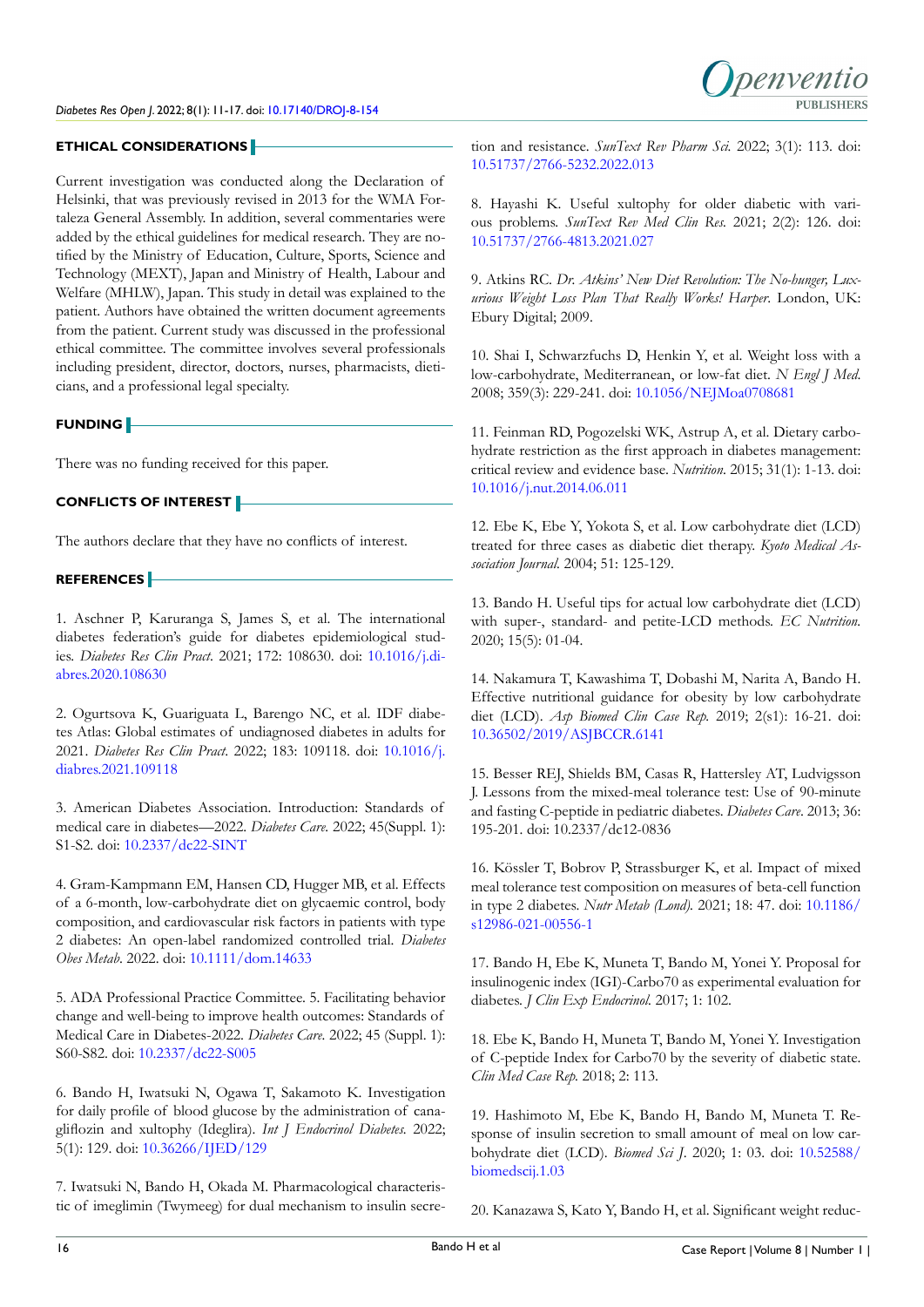## ETHICAL CONSIDERATIONS

Current investigation was conducted along the Declaration of Helsinki, that was previously revised in 2013 for the WMA Fortaleza General Assembly. In addition, several commentaries were added by the ethical guidelines for medical research. They are notified by the Ministry of Education, Culture, Sports, Science and Technology (MEXT), Japan and Ministry of Health, Labour and Welfare (MHLW), Japan. This study in detail was explained to the patient. Authors have obtained the written document agreements from the patient. Current study was discussed in the professional ethical committee. The committee involves several professionals including president, director, doctors, nurses, pharmacists, dieticians, and a professional legal specialty.

## FUNDING

There was no funding received for this paper.

## CONFLICTS OF INTEREST

The authors declare that they have no conflicts of interest.

## REFERENCES

1. Aschner P, Karuranga S, James S, et al. The international diabetes federation's guide for diabetes epidemiological studies. *Diabetes Res Clin Pract.* 2021; 172: 108630. doi: 10.1016/j.diabres.2020.108630

2. Ogurtsova K, Guariguata L, Barengo NC, et al. IDF diabetes Atlas: Global estimates of undiagnosed diabetes in adults for 2021. *Diabetes Res Clin Pract.* 2022; 183: 109118. doi: 10.1016/j.diabres.2021.109118

3. American Diabetes Association. Introduction: Standards of medical care in diabetes—2022. *Diabetes Care.* 2022; 45(Suppl. 1): S1-S2. doi: 10.2337/dc22-SINT

4. Gram-Kampmann EM, Hansen CD, Hugger MB, et al. Effects of a 6-month, low-carbohydrate diet on glycaemic control, body composition, and cardiovascular risk factors in patients with type 2 diabetes: An open-label randomized controlled trial. *Diabetes Obes Metab.* 2022. doi: 10.1111/dom.14633

5. ADA Professional Practice Committee. 5. Facilitating behavior change and well-being to improve health outcomes: Standards of Medical Care in Diabetes-2022. *Diabetes Care.* 2022; 45 (Suppl. 1): S60-S82. doi: 10.2337/dc22-S005

6. Bando H, Iwatsuki N, Ogawa T, Sakamoto K. Investigation for daily profile of blood glucose by the administration of canagliflozin and xultophy (Ideglira). *Int J Endocrinol Diabetes.* 2022; 5(1): 129. doi: 10.36266/IJED/129

7. Iwatsuki N, Bando H, Okada M. Pharmacological characteristic of imeglimin (Twymeeg) for dual mechanism to insulin secretion and resistance. *SunText Rev Pharm Sci.* 2022; 3(1): 113. doi: 10.51737/2766-5232.2022.013

8. Hayashi K. Useful xultophy for older diabetic with various problems. *SunText Rev Med Clin Res.* 2021; 2(2): 126. doi: 10.51737/2766-4813.2021.027

9. Atkins RC. *Dr. Atkins' New Diet Revolution: The No-hunger, Luxurious Weight Loss Plan That Really Works! Harper.* London, UK: Ebury Digital; 2009.

10. Shai I, Schwarzfuchs D, Henkin Y, et al. Weight loss with a low-carbohydrate, Mediterranean, or low-fat diet. *N Engl J Med.* 2008; 359(3): 229-241. doi: 10.1056/NEJMoa0708681

11. Feinman RD, Pogozelski WK, Astrup A, et al. Dietary carbohydrate restriction as the first approach in diabetes management: critical review and evidence base. *Nutrition.* 2015; 31(1): 1-13. doi: 10.1016/j.nut.2014.06.011

12. Ebe K, Ebe Y, Yokota S, et al. Low carbohydrate diet (LCD) treated for three cases as diabetic diet therapy. *Kyoto Medical Association Journal.* 2004; 51: 125-129.

13. Bando H. Useful tips for actual low carbohydrate diet (LCD) with super-, standard- and petite-LCD methods. *EC Nutrition.* 2020; 15(5): 01-04.

14. Nakamura T, Kawashima T, Dobashi M, Narita A, Bando H. Effective nutritional guidance for obesity by low carbohydrate diet (LCD). *Asp Biomed Clin Case Rep.* 2019; 2(s1): 16-21. doi: 10.36502/2019/ASJBCCR.6141

15. Besser REJ, Shields BM, Casas R, Hattersley AT, Ludvigsson J. Lessons from the mixed-meal tolerance test: Use of 90-minute and fasting C-peptide in pediatric diabetes. *Diabetes Care.* 2013; 36: 195-201. doi: 10.2337/dc12-0836

16. Kössler T, Bobrov P, Strassburger K, et al. Impact of mixed meal tolerance test composition on measures of beta-cell function in type 2 diabetes. *Nutr Metab (Lond).* 2021; 18: 47. doi: 10.1186/s12986-021-00556-1

17. Bando H, Ebe K, Muneta T, Bando M, Yonei Y. Proposal for insulinogenic index (IGI)-Carbo70 as experimental evaluation for diabetes. *J Clin Exp Endocrinol.* 2017; 1: 102.

18. Ebe K, Bando H, Muneta T, Bando M, Yonei Y. Investigation of C-peptide Index for Carbo70 by the severity of diabetic state. *Clin Med Case Rep.* 2018; 2: 113.

19. Hashimoto M, Ebe K, Bando H, Bando M, Muneta T. Response of insulin secretion to small amount of meal on low carbohydrate diet (LCD). *Biomed Sci J.* 2020; 1: 03. doi: 10.52588/biomedscij.1.03

20. Kanazawa S, Kato Y, Bando H, et al. Significant weight reduc-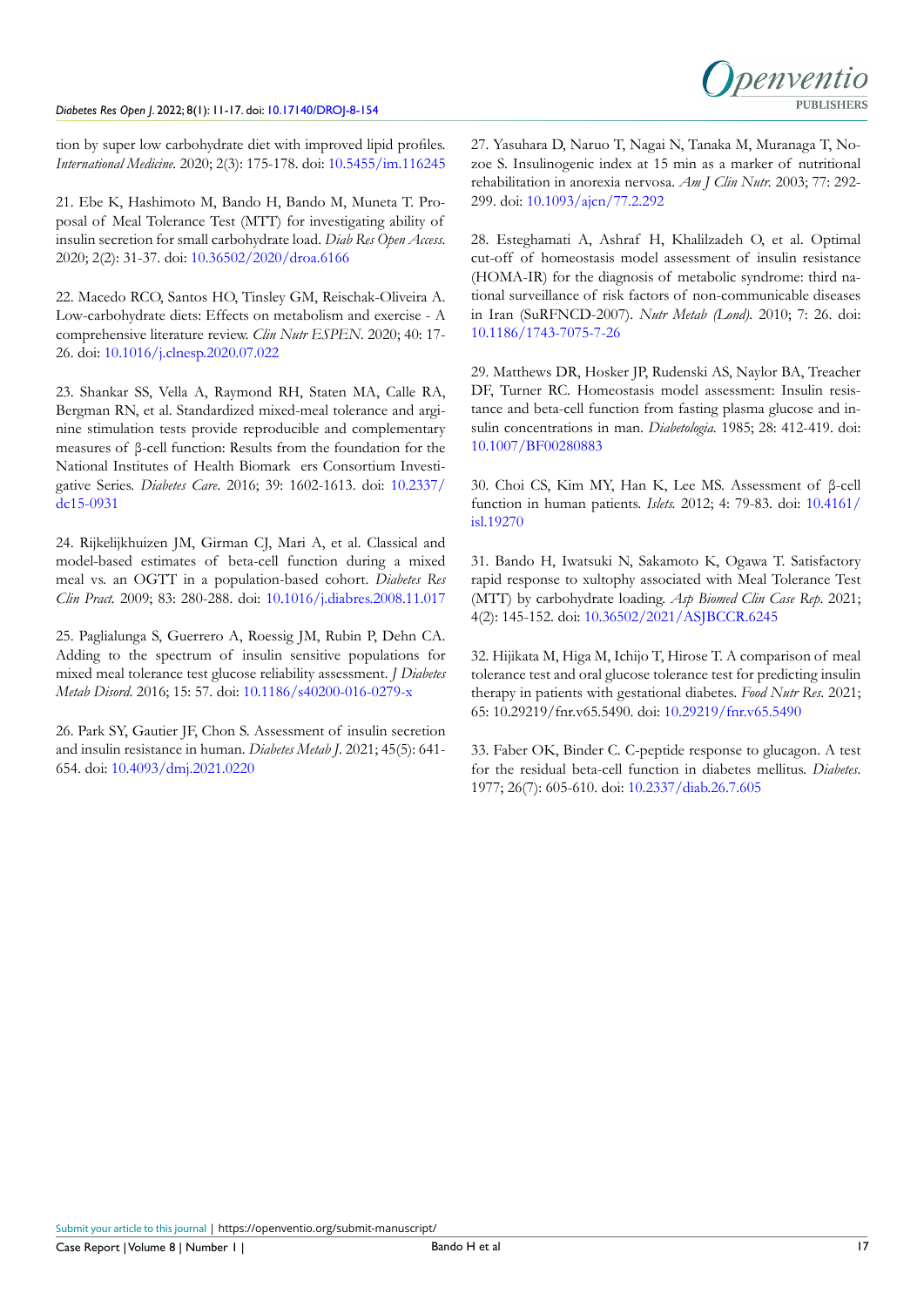tion by super low carbohydrate diet with improved lipid profiles. *International Medicine*. 2020; 2(3): 175-178. doi: 10.5455/im.116245

21. Ebe K, Hashimoto M, Bando H, Bando M, Muneta T. Proposal of Meal Tolerance Test (MTT) for investigating ability of insulin secretion for small carbohydrate load. *Diab Res Open Access*. 2020; 2(2): 31-37. doi: 10.36502/2020/droa.6166

22. Macedo RCO, Santos HO, Tinsley GM, Reischak-Oliveira A. Low-carbohydrate diets: Effects on metabolism and exercise - A comprehensive literature review. *Clin Nutr ESPEN*. 2020; 40: 17-26. doi: 10.1016/j.clnesp.2020.07.022

23. Shankar SS, Vella A, Raymond RH, Staten MA, Calle RA, Bergman RN, et al. Standardized mixed-meal tolerance and arginine stimulation tests provide reproducible and complementary measures of β-cell function: Results from the foundation for the National Institutes of Health Biomark ers Consortium Investigative Series. *Diabetes Care*. 2016; 39: 1602-1613. doi: 10.2337/dc15-0931

24. Rijkelijkhuizen JM, Girman CJ, Mari A, et al. Classical and model-based estimates of beta-cell function during a mixed meal vs. an OGTT in a population-based cohort. *Diabetes Res Clin Pract*. 2009; 83: 280-288. doi: 10.1016/j.diabres.2008.11.017

25. Paglialunga S, Guerrero A, Roessig JM, Rubin P, Dehn CA. Adding to the spectrum of insulin sensitive populations for mixed meal tolerance test glucose reliability assessment. *J Diabetes Metab Disord*. 2016; 15: 57. doi: 10.1186/s40200-016-0279-x

26. Park SY, Gautier JF, Chon S. Assessment of insulin secretion and insulin resistance in human. *Diabetes Metab J*. 2021; 45(5): 641-654. doi: 10.4093/dmj.2021.0220

27. Yasuhara D, Naruo T, Nagai N, Tanaka M, Muranaga T, Nozoe S. Insulinogenic index at 15 min as a marker of nutritional rehabilitation in anorexia nervosa. *Am J Clin Nutr*. 2003; 77: 292-299. doi: 10.1093/ajcn/77.2.292

28. Esteghamati A, Ashraf H, Khalilzadeh O, et al. Optimal cut-off of homeostasis model assessment of insulin resistance (HOMA-IR) for the diagnosis of metabolic syndrome: third national surveillance of risk factors of non-communicable diseases in Iran (SuRFNCD-2007). *Nutr Metab (Lond)*. 2010; 7: 26. doi: 10.1186/1743-7075-7-26

29. Matthews DR, Hosker JP, Rudenski AS, Naylor BA, Treacher DF, Turner RC. Homeostasis model assessment: Insulin resistance and beta-cell function from fasting plasma glucose and insulin concentrations in man. *Diabetologia*. 1985; 28: 412-419. doi: 10.1007/BF00280883

30. Choi CS, Kim MY, Han K, Lee MS. Assessment of β-cell function in human patients. *Islets*. 2012; 4: 79-83. doi: 10.4161/isl.19270

31. Bando H, Iwatsuki N, Sakamoto K, Ogawa T. Satisfactory rapid response to xultophy associated with Meal Tolerance Test (MTT) by carbohydrate loading. *Asp Biomed Clin Case Rep*. 2021; 4(2): 145-152. doi: 10.36502/2021/ASJBCCR.6245

32. Hijikata M, Higa M, Ichijo T, Hirose T. A comparison of meal tolerance test and oral glucose tolerance test for predicting insulin therapy in patients with gestational diabetes. *Food Nutr Res*. 2021; 65: 10.29219/fnr.v65.5490. doi: 10.29219/fnr.v65.5490

33. Faber OK, Binder C. C-peptide response to glucagon. A test for the residual beta-cell function in diabetes mellitus. *Diabetes*. 1977; 26(7): 605-610. doi: 10.2337/diab.26.7.605